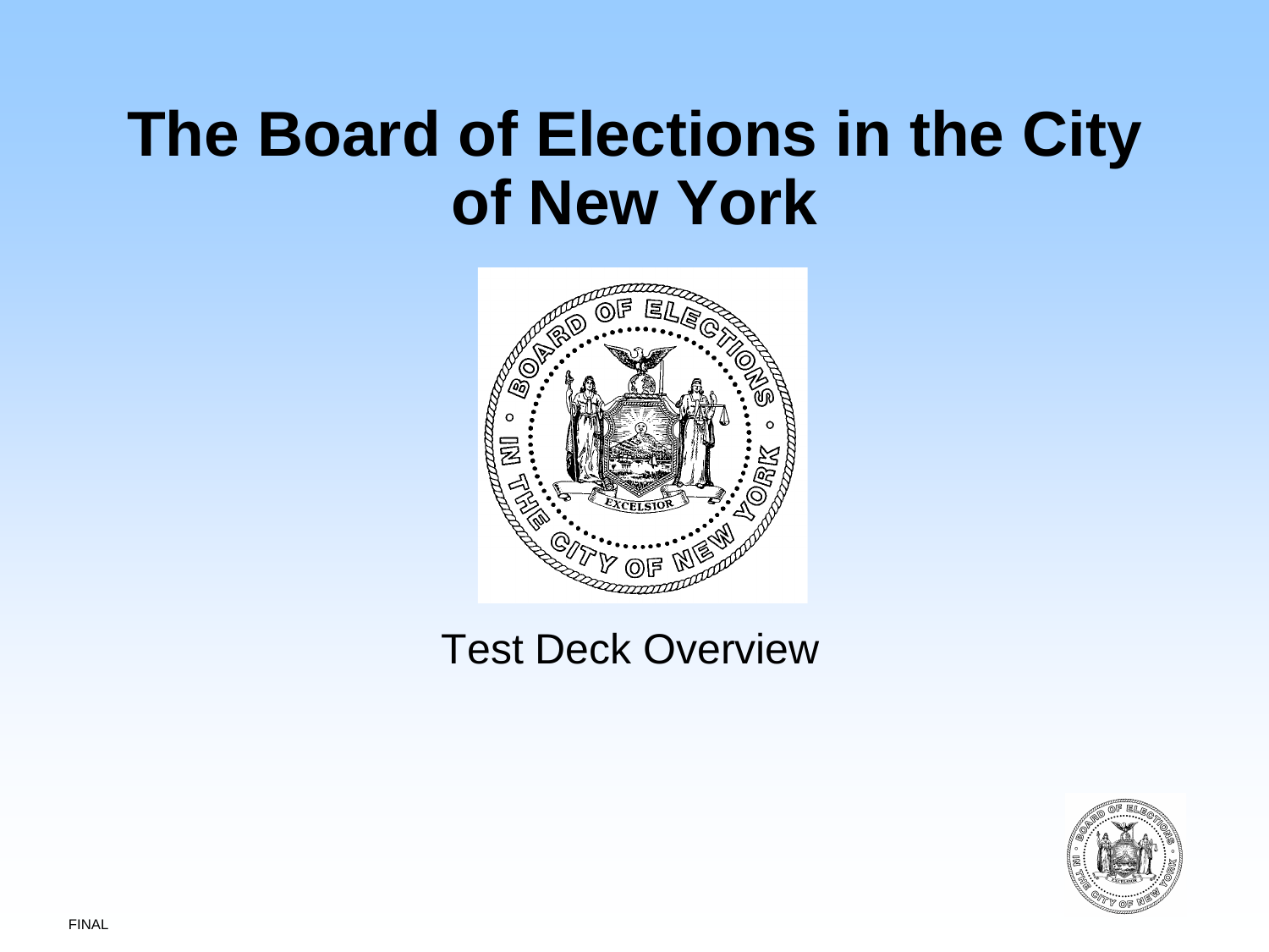# The Board of Elections in the City of New York

Test Deck Overview

FINAL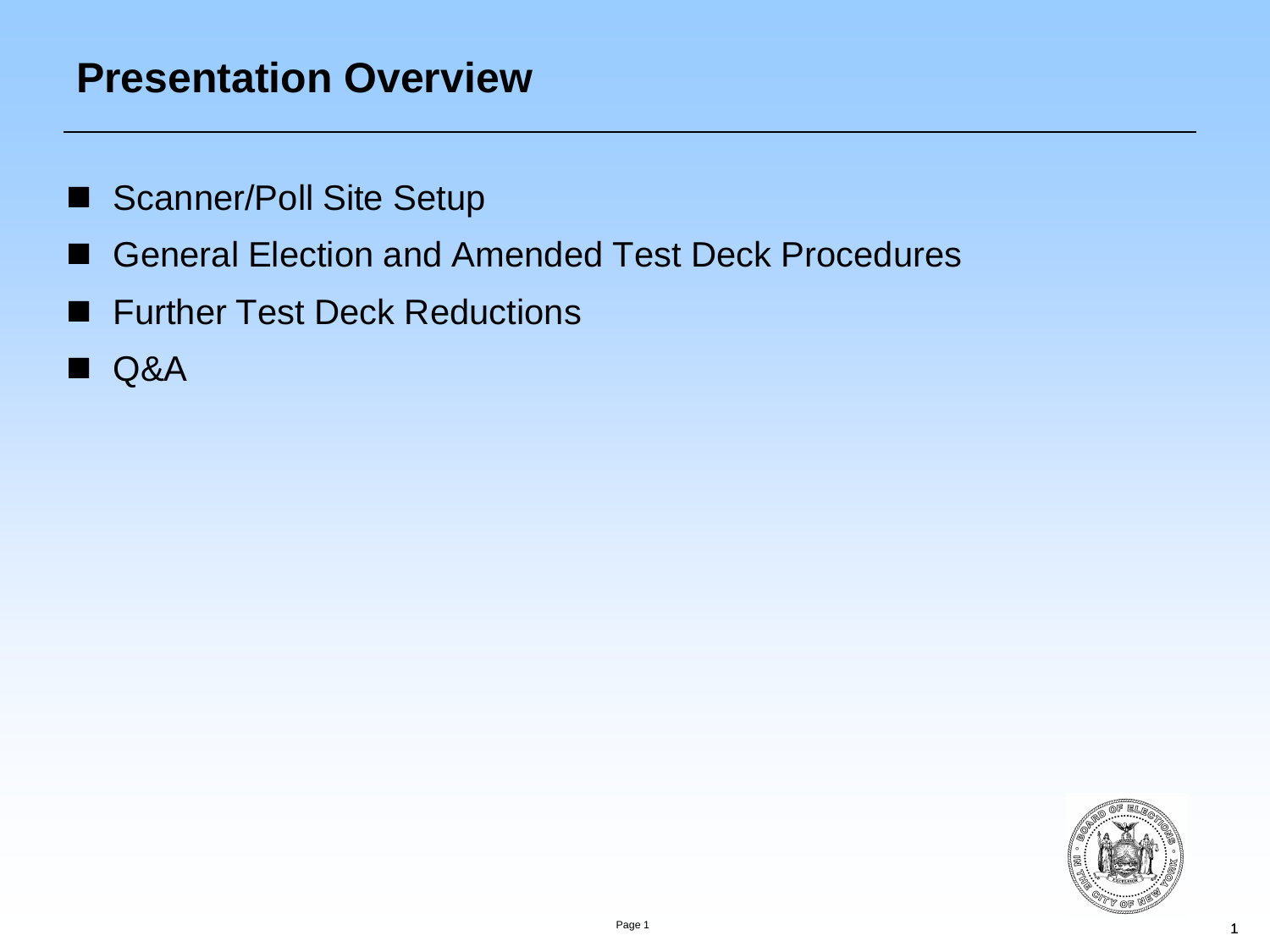## Presentation Overview

- Scanner/Poll Site Setup
- General Election and Amended Test Deck Procedures
- Further Test Deck Reductions
- Q&A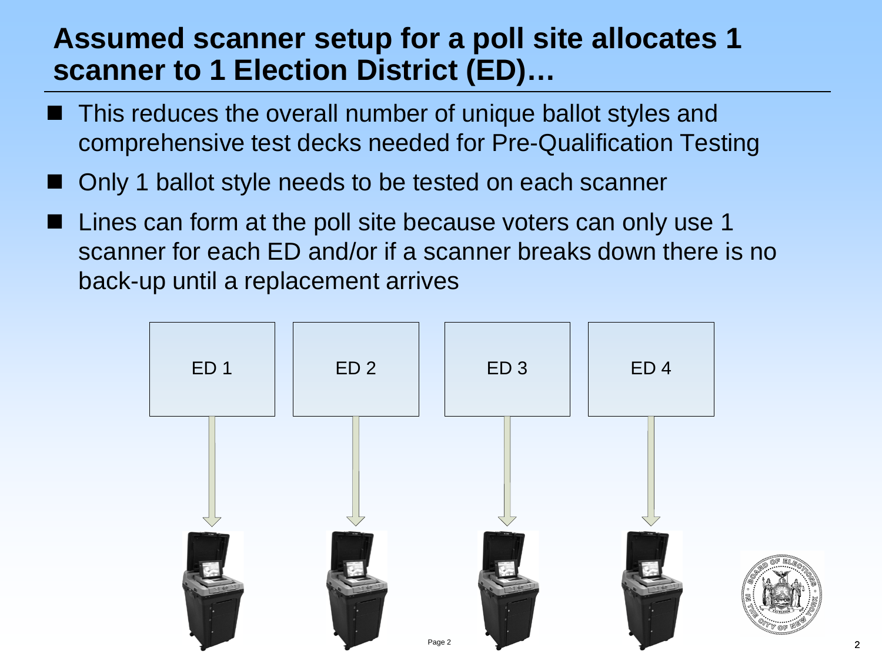# Assumed scanner setup for a poll site allocates 1 scanner to 1 Election District (ED)…

- This reduces the overall number of unique ballot styles and comprehensive test decks needed for Pre-Qualification Testing
- Only 1 ballot style needs to be tested on each scanner
- Lines can form at the poll site because voters can only use 1 scanner for each ED and/or if a scanner breaks down there is no back-up until a replacement arrives

ED 1

ED 2

ED 3

ED 4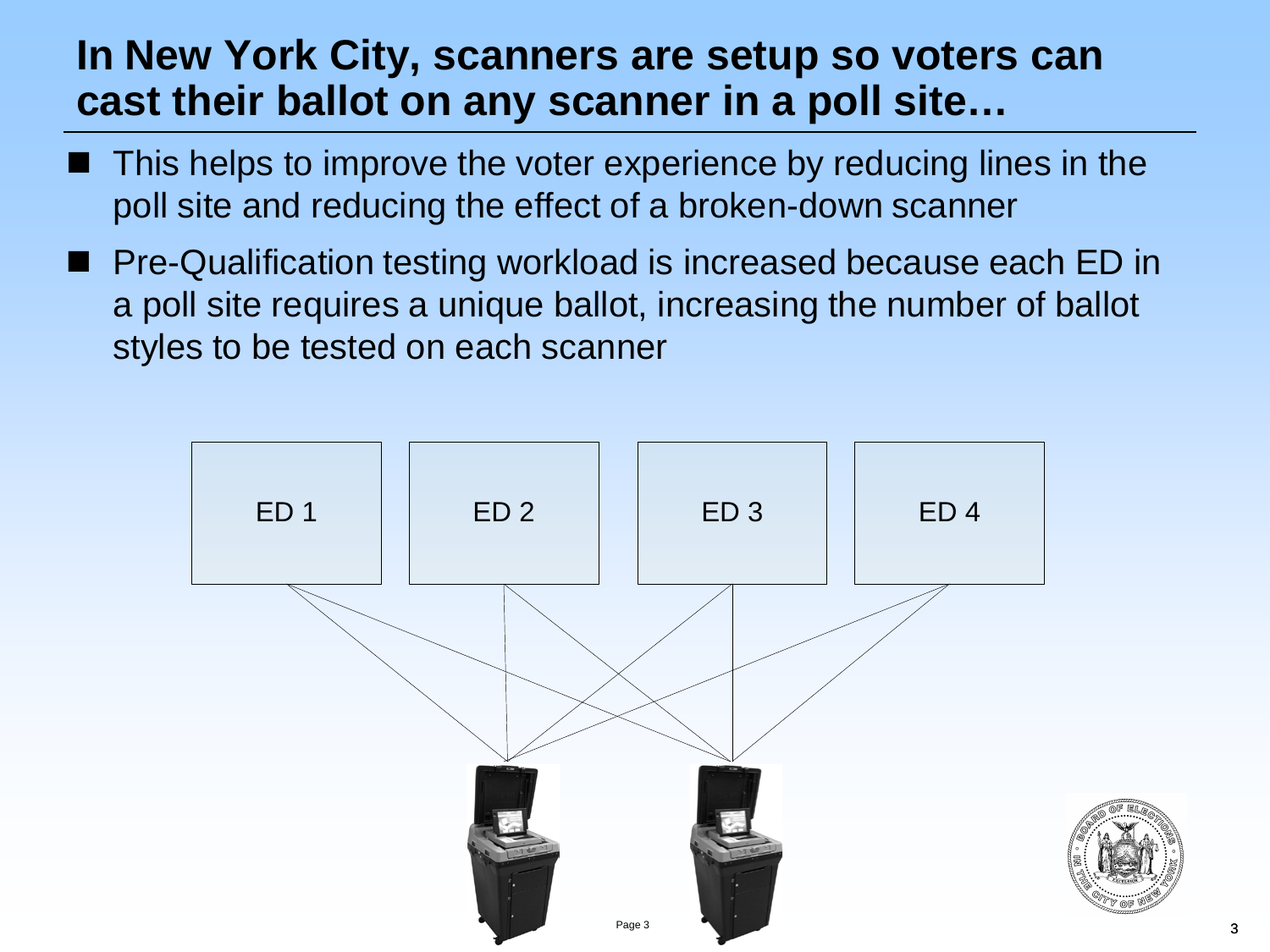## In New York City, scanners are setup so voters can cast their ballot on any scanner in a poll site…

- This helps to improve the voter experience by reducing lines in the poll site and reducing the effect of a broken-down scanner
- Pre-Qualification testing workload is increased because each ED in a poll site requires a unique ballot, increasing the number of ballot styles to be tested on each scanner

ED 1

ED 2

ED 3

ED 4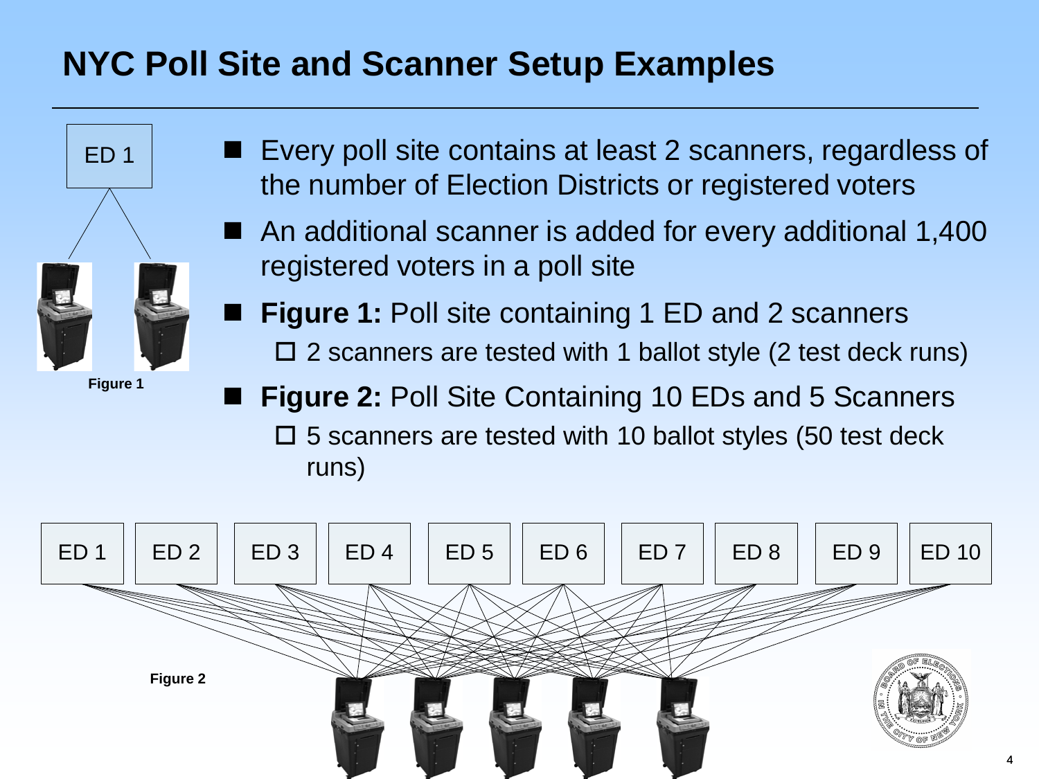# NYC Poll Site and Scanner Setup Examples

ED 1

Figure 1

- Every poll site contains at least 2 scanners, regardless of the number of Election Districts or registered voters
- An additional scanner is added for every additional 1,400 registered voters in a poll site
- **Figure 1:** Poll site containing 1 ED and 2 scanners
  - ☐ 2 scanners are tested with 1 ballot style (2 test deck runs)
- **Figure 2:** Poll Site Containing 10 EDs and 5 Scanners
  - ☐ 5 scanners are tested with 10 ballot styles (50 test deck runs)

ED 1 ED 2 ED 3 ED 4 ED 5 ED 6 ED 7 ED 8 ED 9 ED 10

Figure 2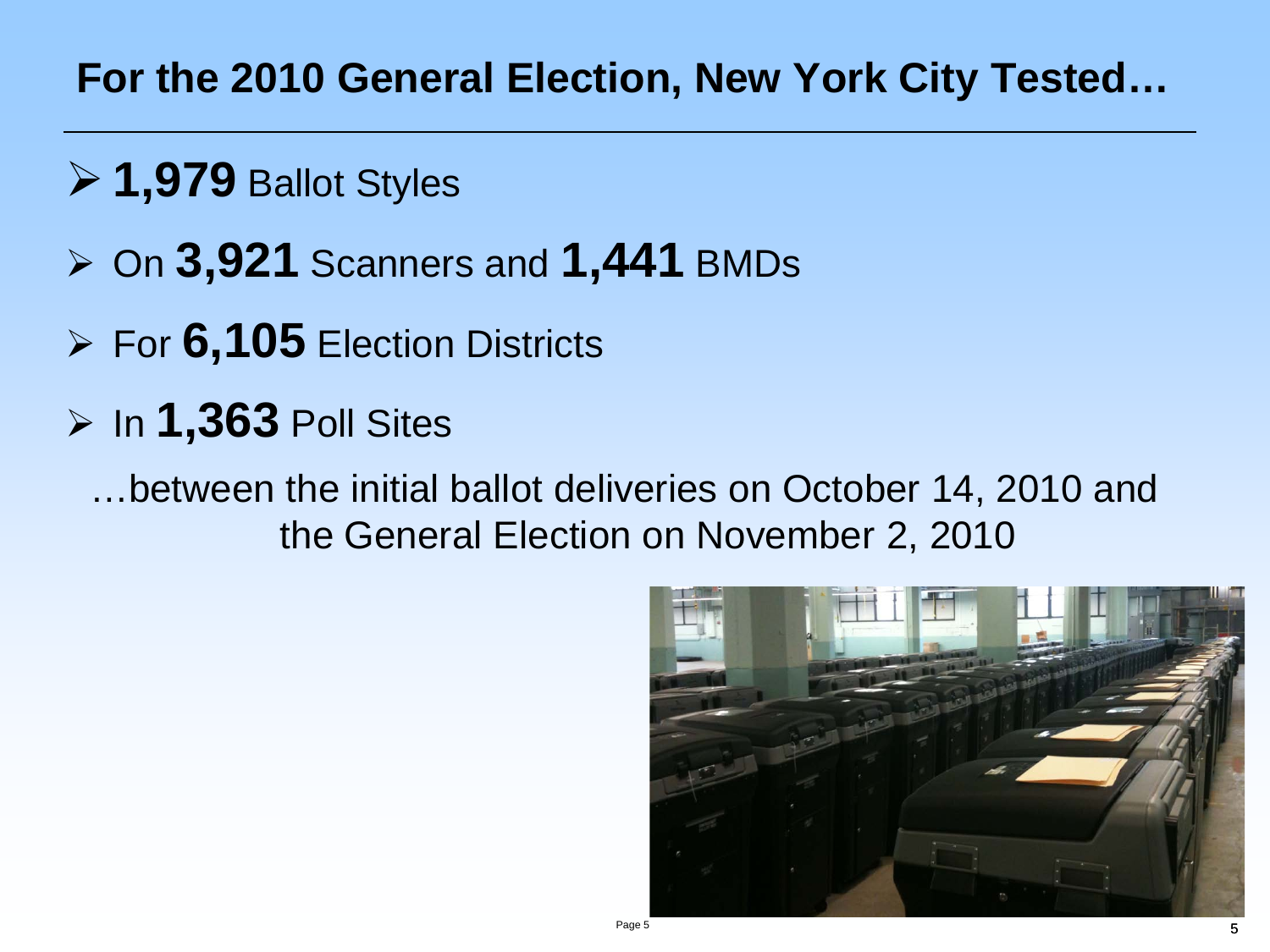## For the 2010 General Election, New York City Tested…

- **1,979** Ballot Styles
- On **3,921** Scanners and **1,441** BMDs
- For **6,105** Election Districts
- In **1,363** Poll Sites

…between the initial ballot deliveries on October 14, 2010 and the General Election on November 2, 2010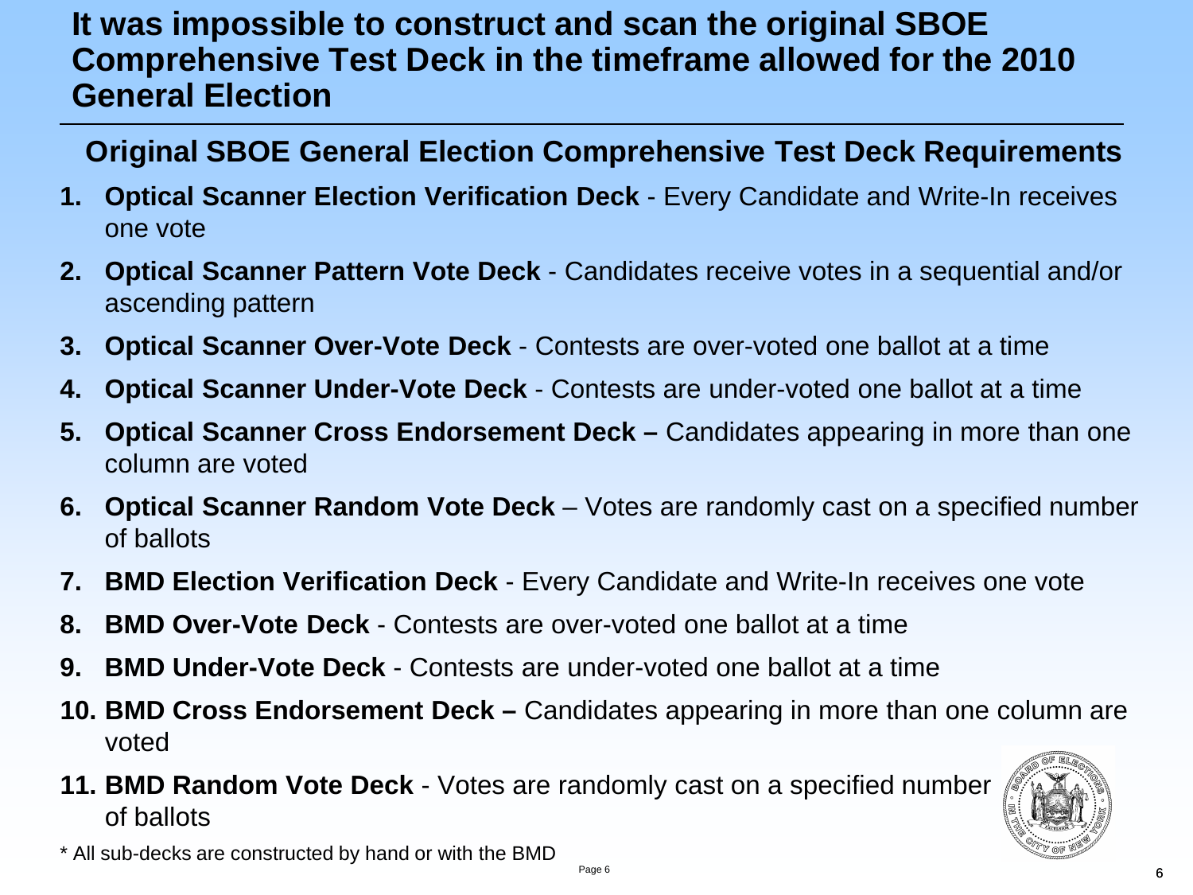# It was impossible to construct and scan the original SBOE Comprehensive Test Deck in the timeframe allowed for the 2010 General Election

## Original SBOE General Election Comprehensive Test Deck Requirements

1. **Optical Scanner Election Verification Deck** - Every Candidate and Write-In receives one vote
2. **Optical Scanner Pattern Vote Deck** - Candidates receive votes in a sequential and/or ascending pattern
3. **Optical Scanner Over-Vote Deck** - Contests are over-voted one ballot at a time
4. **Optical Scanner Under-Vote Deck** - Contests are under-voted one ballot at a time
5. **Optical Scanner Cross Endorsement Deck –** Candidates appearing in more than one column are voted
6. **Optical Scanner Random Vote Deck** – Votes are randomly cast on a specified number of ballots
7. **BMD Election Verification Deck** - Every Candidate and Write-In receives one vote
8. **BMD Over-Vote Deck** - Contests are over-voted one ballot at a time
9. **BMD Under-Vote Deck** - Contests are under-voted one ballot at a time
10. **BMD Cross Endorsement Deck –** Candidates appearing in more than one column are voted
11. **BMD Random Vote Deck** - Votes are randomly cast on a specified number of ballots

* All sub-decks are constructed by hand or with the BMD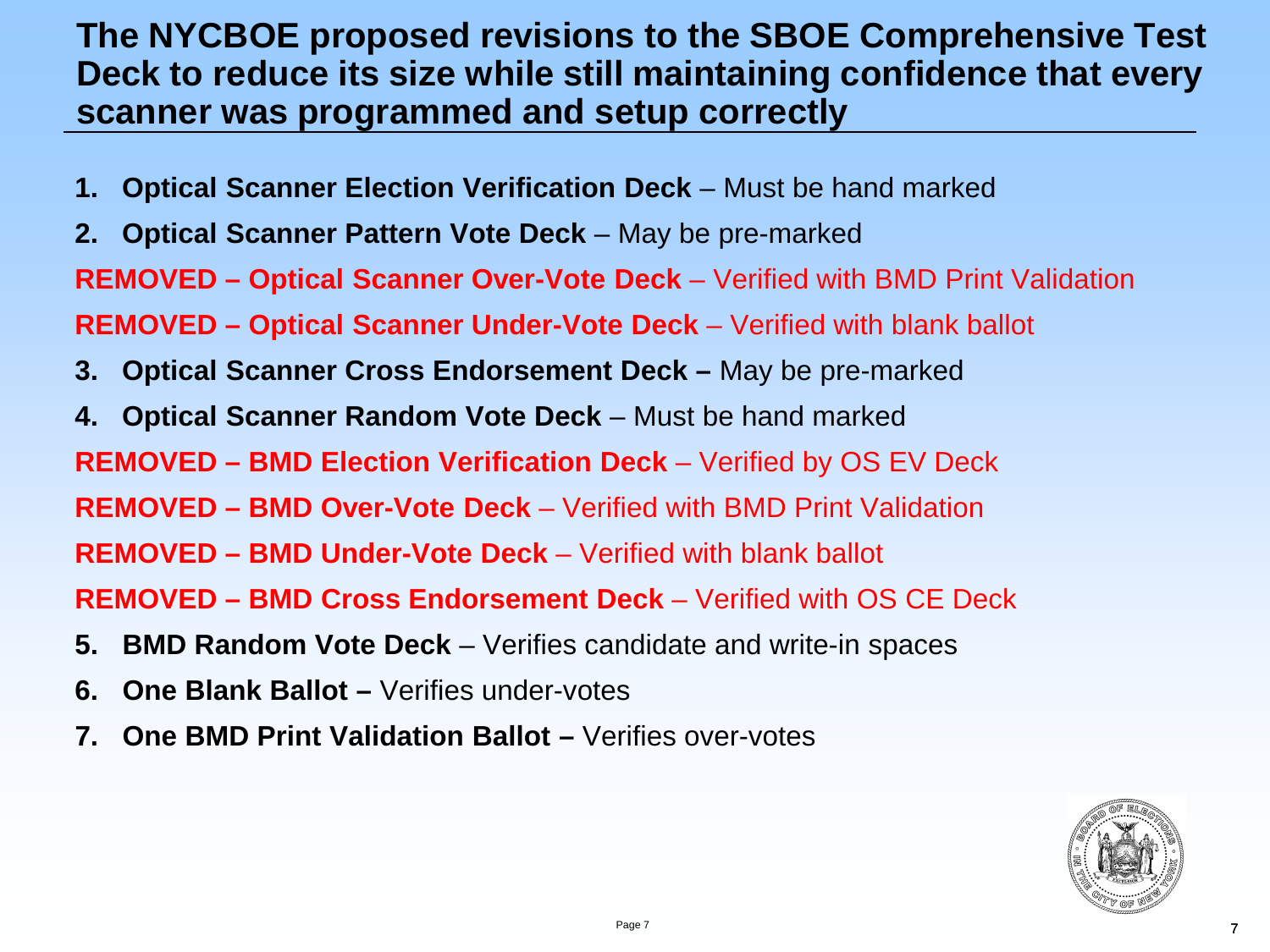# The NYCBOE proposed revisions to the SBOE Comprehensive Test Deck to reduce its size while still maintaining confidence that every scanner was programmed and setup correctly

1. **Optical Scanner Election Verification Deck** – Must be hand marked
2. **Optical Scanner Pattern Vote Deck** – May be pre-marked

**REMOVED – Optical Scanner Over-Vote Deck** – Verified with BMD Print Validation

**REMOVED – Optical Scanner Under-Vote Deck** – Verified with blank ballot

3. **Optical Scanner Cross Endorsement Deck –** May be pre-marked
4. **Optical Scanner Random Vote Deck** – Must be hand marked

**REMOVED – BMD Election Verification Deck** – Verified by OS EV Deck

**REMOVED – BMD Over-Vote Deck** – Verified with BMD Print Validation

**REMOVED – BMD Under-Vote Deck** – Verified with blank ballot

**REMOVED – BMD Cross Endorsement Deck** – Verified with OS CE Deck

5. **BMD Random Vote Deck** – Verifies candidate and write-in spaces
6. **One Blank Ballot –** Verifies under-votes
7. **One BMD Print Validation Ballot –** Verifies over-votes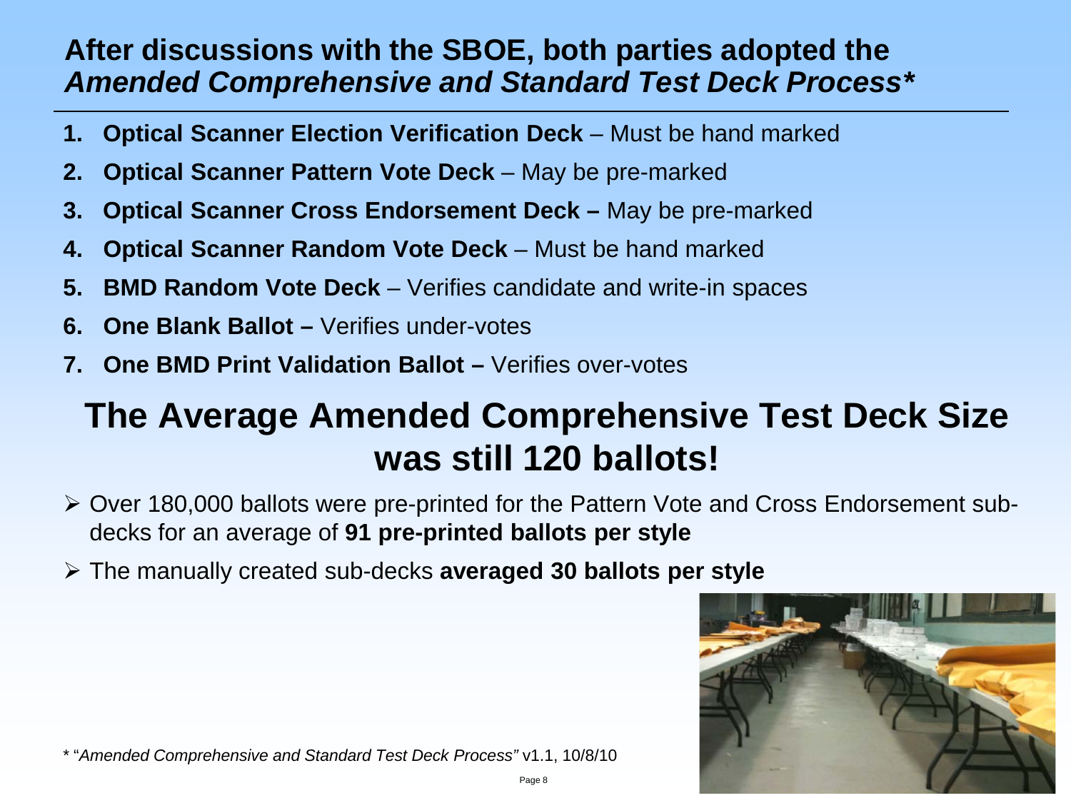## After discussions with the SBOE, both parties adopted the *Amended Comprehensive and Standard Test Deck Process**

1. **Optical Scanner Election Verification Deck** – Must be hand marked
2. **Optical Scanner Pattern Vote Deck** – May be pre-marked
3. **Optical Scanner Cross Endorsement Deck –** May be pre-marked
4. **Optical Scanner Random Vote Deck** – Must be hand marked
5. **BMD Random Vote Deck** – Verifies candidate and write-in spaces
6. **One Blank Ballot –** Verifies under-votes
7. **One BMD Print Validation Ballot –** Verifies over-votes

# The Average Amended Comprehensive Test Deck Size was still 120 ballots!

- Over 180,000 ballots were pre-printed for the Pattern Vote and Cross Endorsement sub-decks for an average of **91 pre-printed ballots per style**
- The manually created sub-decks **averaged 30 ballots per style**

\* "*Amended Comprehensive and Standard Test Deck Process"* v1.1, 10/8/10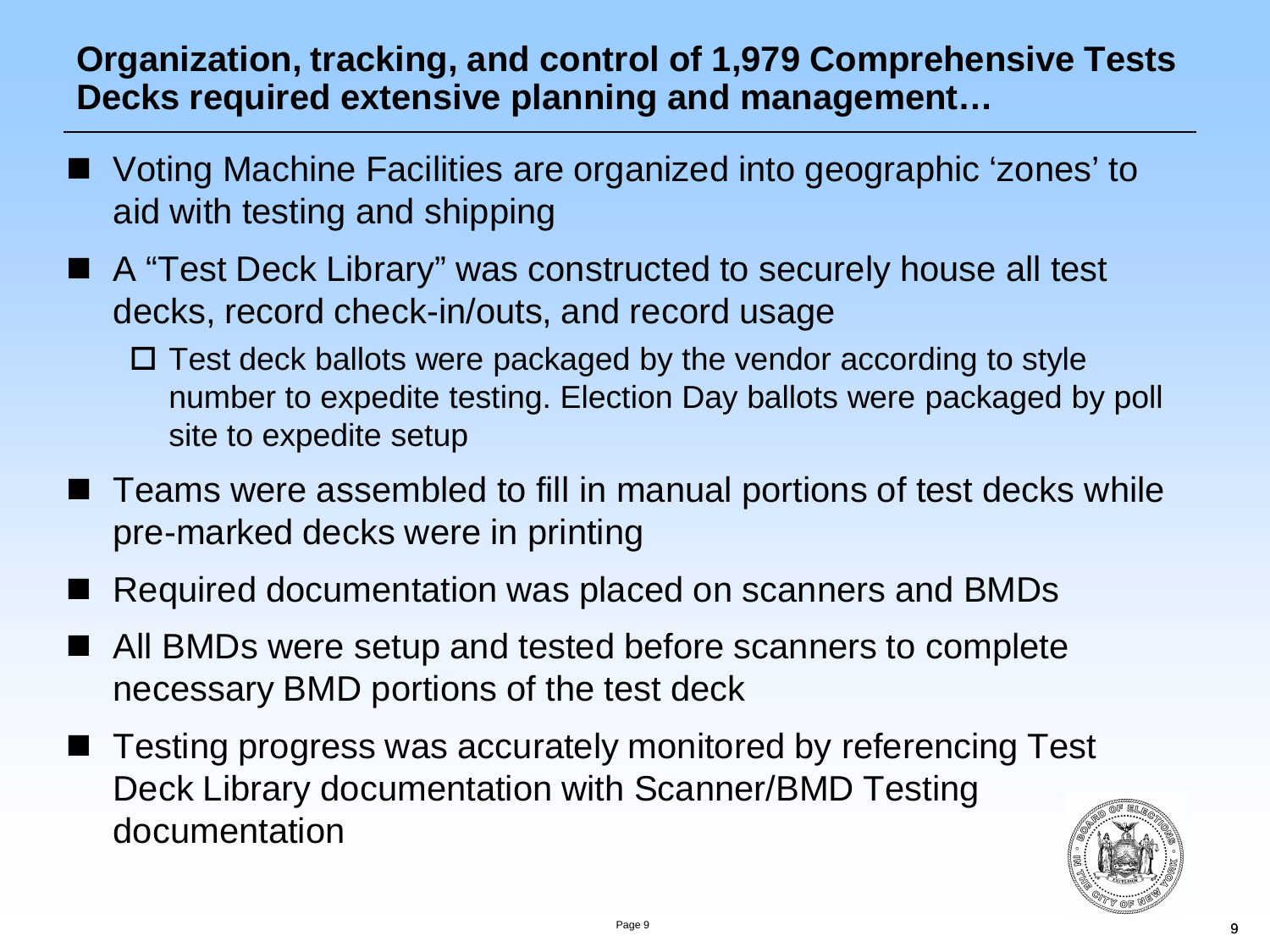## Organization, tracking, and control of 1,979 Comprehensive Tests Decks required extensive planning and management…

- Voting Machine Facilities are organized into geographic ‘zones’ to aid with testing and shipping
- A “Test Deck Library” was constructed to securely house all test decks, record check-in/outs, and record usage
  - Test deck ballots were packaged by the vendor according to style number to expedite testing. Election Day ballots were packaged by poll site to expedite setup
- Teams were assembled to fill in manual portions of test decks while pre-marked decks were in printing
- Required documentation was placed on scanners and BMDs
- All BMDs were setup and tested before scanners to complete necessary BMD portions of the test deck
- Testing progress was accurately monitored by referencing Test Deck Library documentation with Scanner/BMD Testing documentation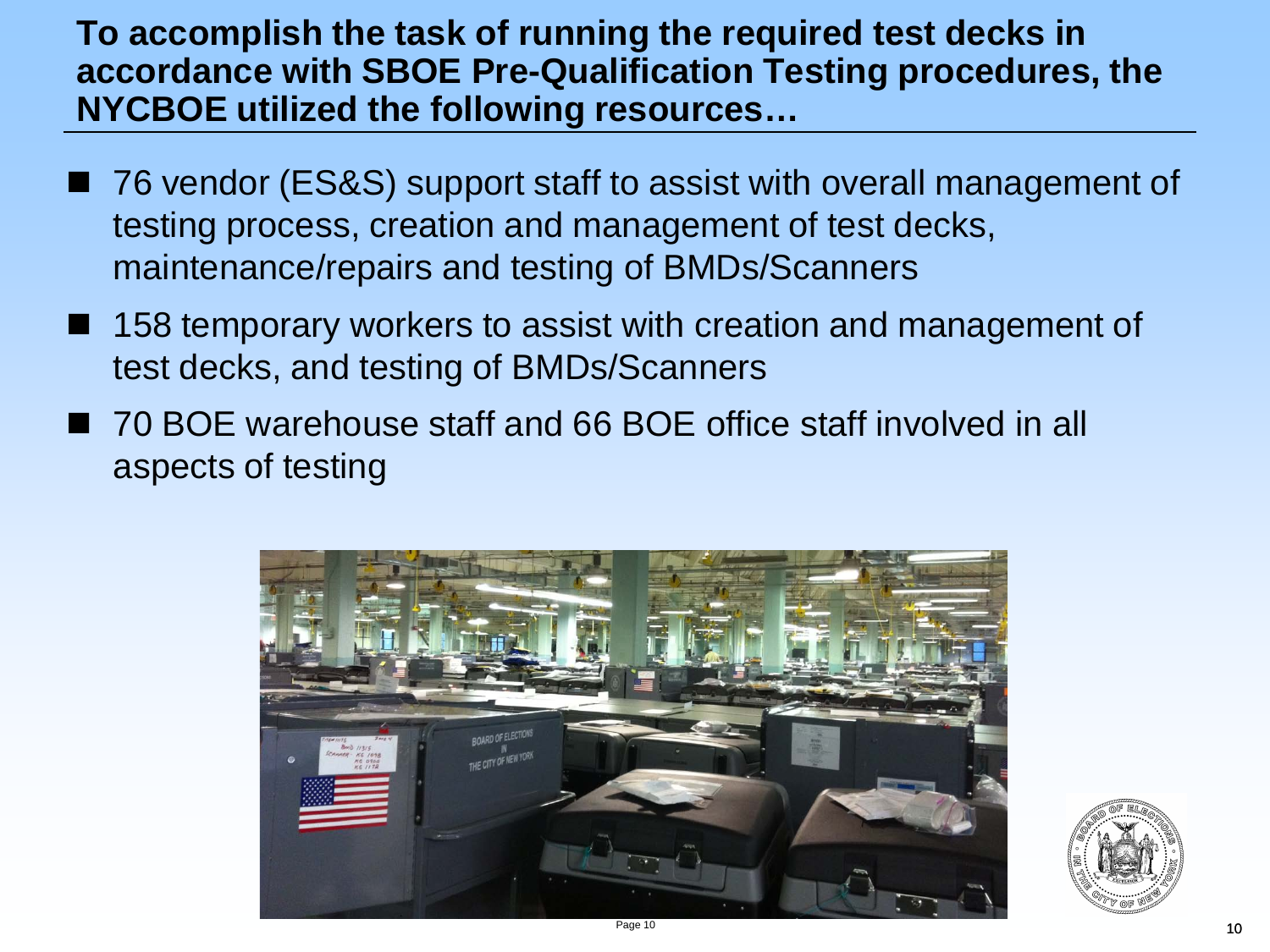## To accomplish the task of running the required test decks in accordance with SBOE Pre-Qualification Testing procedures, the NYCBOE utilized the following resources…

- 76 vendor (ES&S) support staff to assist with overall management of testing process, creation and management of test decks, maintenance/repairs and testing of BMDs/Scanners
- 158 temporary workers to assist with creation and management of test decks, and testing of BMDs/Scanners
- 70 BOE warehouse staff and 66 BOE office staff involved in all aspects of testing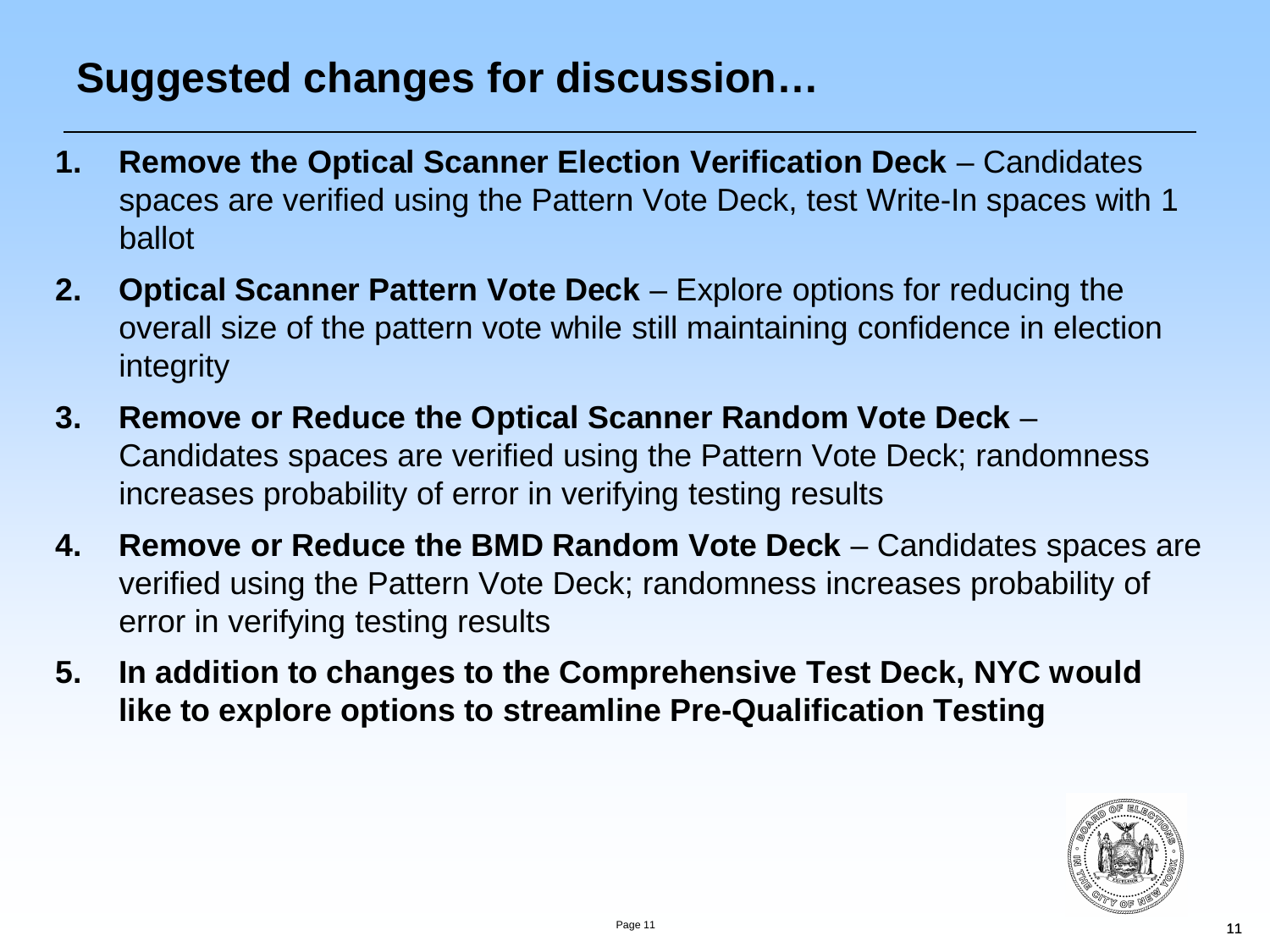# Suggested changes for discussion…

1. **Remove the Optical Scanner Election Verification Deck** – Candidates spaces are verified using the Pattern Vote Deck, test Write-In spaces with 1 ballot
2. **Optical Scanner Pattern Vote Deck** – Explore options for reducing the overall size of the pattern vote while still maintaining confidence in election integrity
3. **Remove or Reduce the Optical Scanner Random Vote Deck** – Candidates spaces are verified using the Pattern Vote Deck; randomness increases probability of error in verifying testing results
4. **Remove or Reduce the BMD Random Vote Deck** – Candidates spaces are verified using the Pattern Vote Deck; randomness increases probability of error in verifying testing results
5. **In addition to changes to the Comprehensive Test Deck, NYC would like to explore options to streamline Pre-Qualification Testing**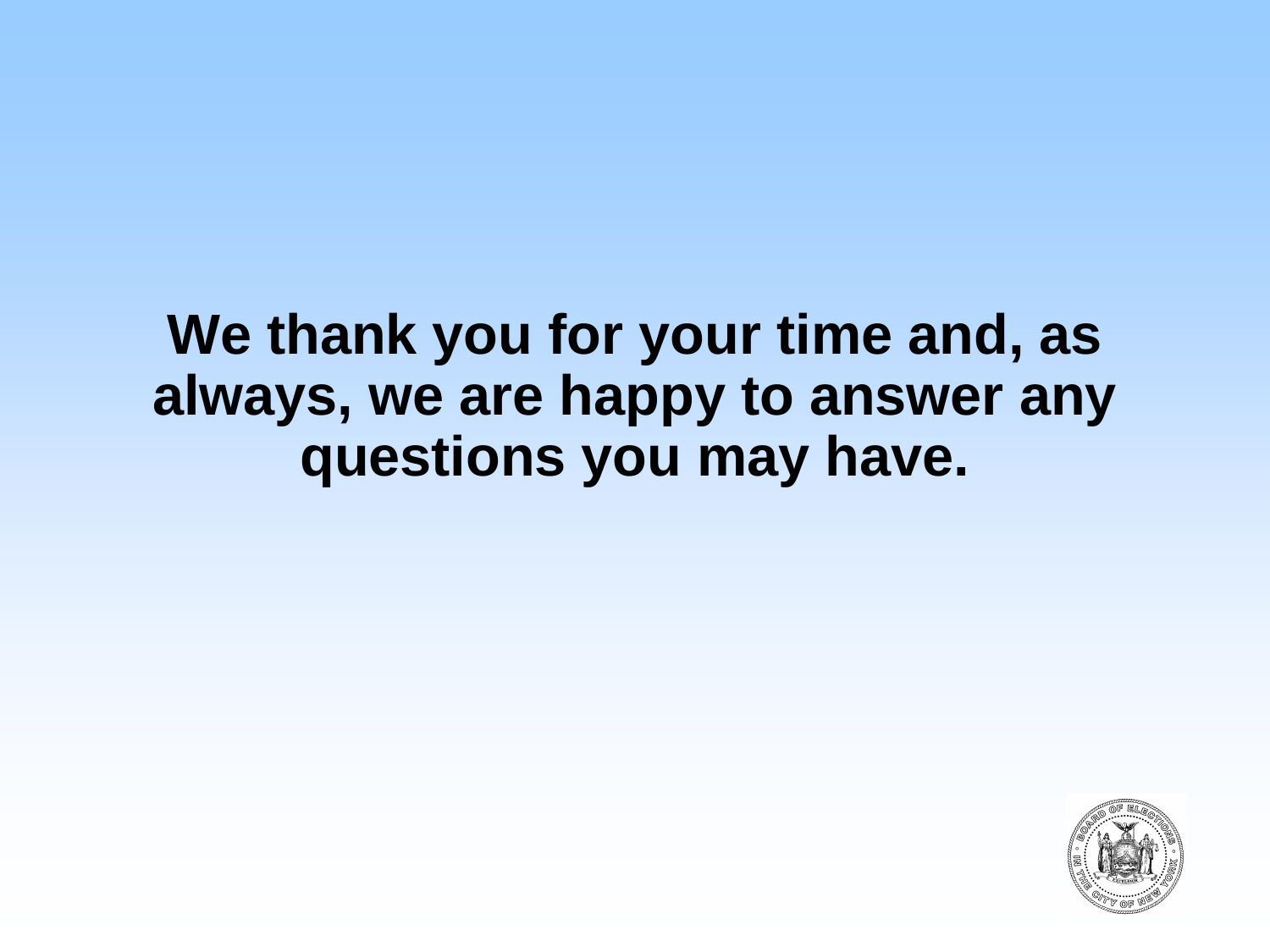**We thank you for your time and, as always, we are happy to answer any questions you may have.**